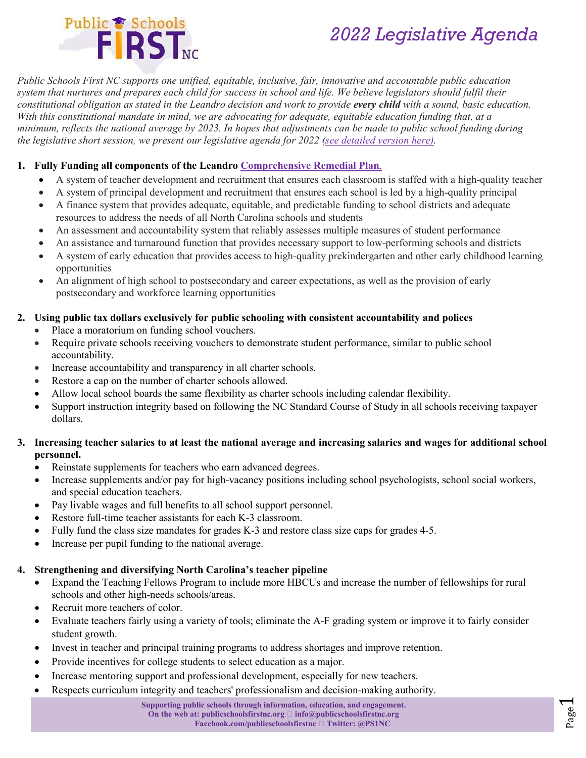# Public Schools FIRST NC

## *2022 Legislative Agenda*

*Public Schools First NC supports one unified, equitable, inclusive, fair, innovative and accountable public education system that nurtures and prepares each child for success in school and life. We believe legislators should fulfil their constitutional obligation as stated in the Leandro decision and work to provide **every child** with a sound, basic education. With this constitutional mandate in mind, we are advocating for adequate, equitable education funding that, at a minimum, reflects the national average by 2023. In hopes that adjustments can be made to public school funding during the legislative short session, we present our legislative agenda for 2022 (see detailed version here).*

1. **Fully Funding all components of the Leandro Comprehensive Remedial Plan.**
   - A system of teacher development and recruitment that ensures each classroom is staffed with a high-quality teacher
   - A system of principal development and recruitment that ensures each school is led by a high-quality principal
   - A finance system that provides adequate, equitable, and predictable funding to school districts and adequate resources to address the needs of all North Carolina schools and students
   - An assessment and accountability system that reliably assesses multiple measures of student performance
   - An assistance and turnaround function that provides necessary support to low-performing schools and districts
   - A system of early education that provides access to high-quality prekindergarten and other early childhood learning opportunities
   - An alignment of high school to postsecondary and career expectations, as well as the provision of early postsecondary and workforce learning opportunities

2. **Using public tax dollars exclusively for public schooling with consistent accountability and polices**
   - Place a moratorium on funding school vouchers.
   - Require private schools receiving vouchers to demonstrate student performance, similar to public school accountability.
   - Increase accountability and transparency in all charter schools.
   - Restore a cap on the number of charter schools allowed.
   - Allow local school boards the same flexibility as charter schools including calendar flexibility.
   - Support instruction integrity based on following the NC Standard Course of Study in all schools receiving taxpayer dollars.

3. **Increasing teacher salaries to at least the national average and increasing salaries and wages for additional school personnel.**
   - Reinstate supplements for teachers who earn advanced degrees.
   - Increase supplements and/or pay for high-vacancy positions including school psychologists, school social workers, and special education teachers.
   - Pay livable wages and full benefits to all school support personnel.
   - Restore full-time teacher assistants for each K-3 classroom.
   - Fully fund the class size mandates for grades K-3 and restore class size caps for grades 4-5.
   - Increase per pupil funding to the national average.

4. **Strengthening and diversifying North Carolina's teacher pipeline**
   - Expand the Teaching Fellows Program to include more HBCUs and increase the number of fellowships for rural schools and other high-needs schools/areas.
   - Recruit more teachers of color.
   - Evaluate teachers fairly using a variety of tools; eliminate the A-F grading system or improve it to fairly consider student growth.
   - Invest in teacher and principal training programs to address shortages and improve retention.
   - Provide incentives for college students to select education as a major.
   - Increase mentoring support and professional development, especially for new teachers.
   - Respects curriculum integrity and teachers' professionalism and decision-making authority.

**Supporting public schools through information, education, and engagement.**
**On the web at: publicschoolsfirstnc.org ▫ info@publicschoolsfirstnc.org**
**Facebook.com/publicschoolsfirstnc ▫ Twitter: @PS1NC**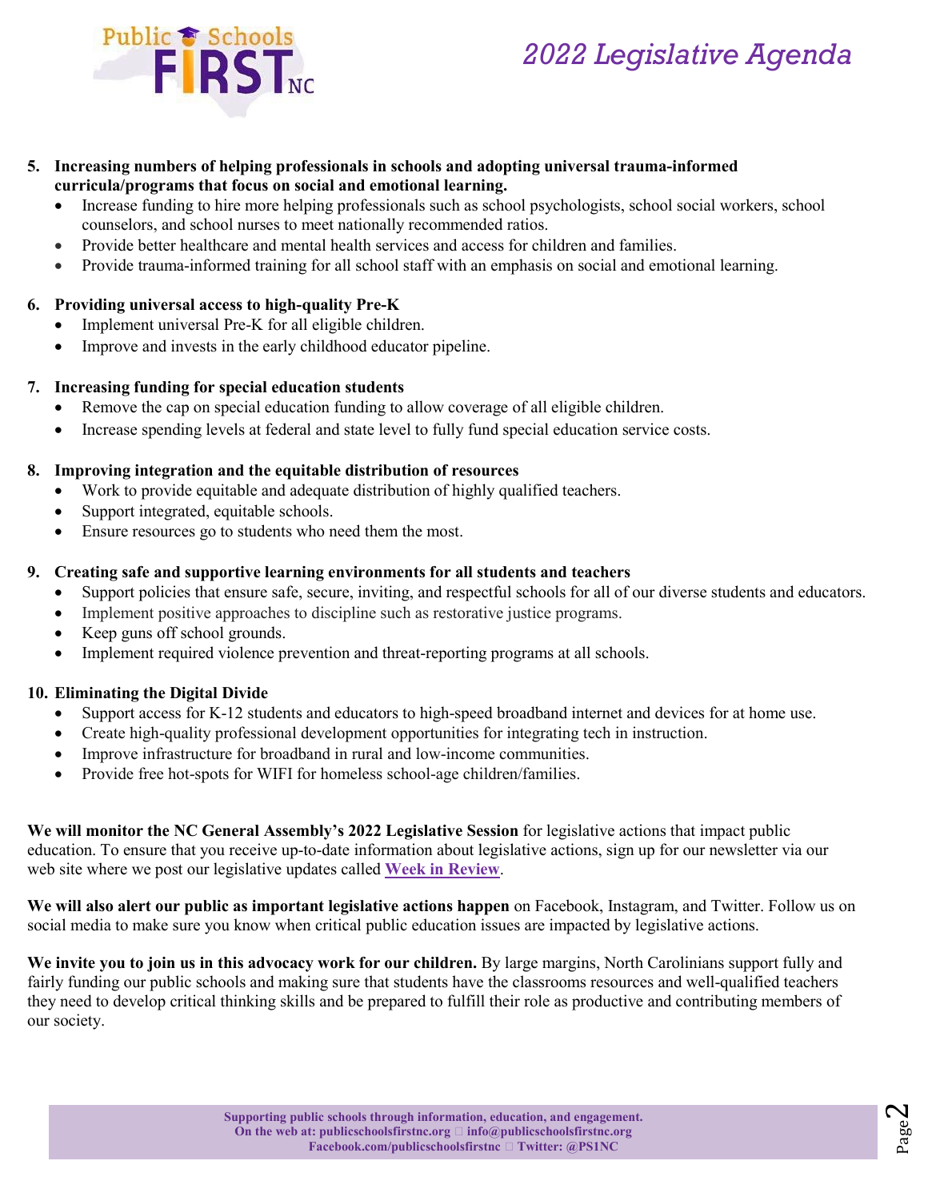5. **Increasing numbers of helping professionals in schools and adopting universal trauma-informed curricula/programs that focus on social and emotional learning.**
   - Increase funding to hire more helping professionals such as school psychologists, school social workers, school counselors, and school nurses to meet nationally recommended ratios.
   - Provide better healthcare and mental health services and access for children and families.
   - Provide trauma-informed training for all school staff with an emphasis on social and emotional learning.

6. **Providing universal access to high-quality Pre-K**
   - Implement universal Pre-K for all eligible children.
   - Improve and invests in the early childhood educator pipeline.

7. **Increasing funding for special education students**
   - Remove the cap on special education funding to allow coverage of all eligible children.
   - Increase spending levels at federal and state level to fully fund special education service costs.

8. **Improving integration and the equitable distribution of resources**
   - Work to provide equitable and adequate distribution of highly qualified teachers.
   - Support integrated, equitable schools.
   - Ensure resources go to students who need them the most.

9. **Creating safe and supportive learning environments for all students and teachers**
   - Support policies that ensure safe, secure, inviting, and respectful schools for all of our diverse students and educators.
   - Implement positive approaches to discipline such as restorative justice programs.
   - Keep guns off school grounds.
   - Implement required violence prevention and threat-reporting programs at all schools.

10. **Eliminating the Digital Divide**
    - Support access for K-12 students and educators to high-speed broadband internet and devices for at home use.
    - Create high-quality professional development opportunities for integrating tech in instruction.
    - Improve infrastructure for broadband in rural and low-income communities.
    - Provide free hot-spots for WIFI for homeless school-age children/families.

**We will monitor the NC General Assembly's 2022 Legislative Session** for legislative actions that impact public education. To ensure that you receive up-to-date information about legislative actions, sign up for our newsletter via our web site where we post our legislative updates called **Week in Review**.

**We will also alert our public as important legislative actions happen** on Facebook, Instagram, and Twitter. Follow us on social media to make sure you know when critical public education issues are impacted by legislative actions.

**We invite you to join us in this advocacy work for our children.** By large margins, North Carolinians support fully and fairly funding our public schools and making sure that students have the classrooms resources and well-qualified teachers they need to develop critical thinking skills and be prepared to fulfill their role as productive and contributing members of our society.